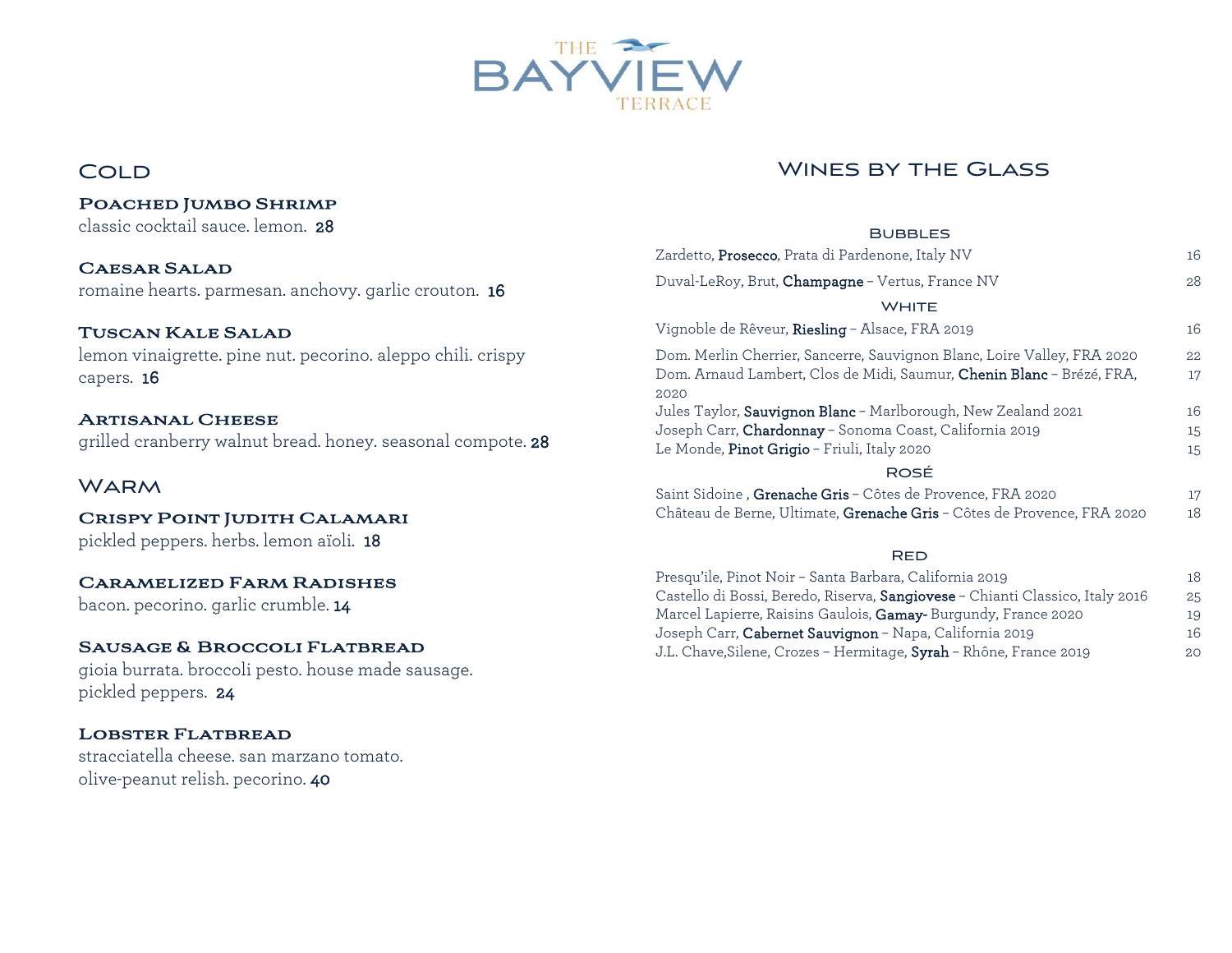# THE BAYVIEW TERRACE

## Cold

### Poached Jumbo Shrimp
classic cocktail sauce. lemon. **28**

### Caesar Salad
romaine hearts. parmesan. anchovy. garlic crouton. **16**

### Tuscan Kale Salad
lemon vinaigrette. pine nut. pecorino. aleppo chili. crispy capers. **16**

### Artisanal Cheese
grilled cranberry walnut bread. honey. seasonal compote. **28**

## Warm

### Crispy Point Judith Calamari
pickled peppers. herbs. lemon aïoli. **18**

### Caramelized Farm Radishes
bacon. pecorino. garlic crumble. **14**

### Sausage & Broccoli Flatbread
gioia burrata. broccoli pesto. house made sausage. pickled peppers. **24**

### Lobster Flatbread
stracciatella cheese. san marzano tomato. olive-peanut relish. pecorino. **40**

## Wines by the Glass

### Bubbles

| | |
|---|---|
| Zardetto, **Prosecco**, Prata di Pardenone, Italy NV | 16 |
| Duval-LeRoy, Brut, **Champagne** – Vertus, France NV | 28 |

### White

| | |
|---|---|
| Vignoble de Rêveur, **Riesling** – Alsace, FRA 2019 | 16 |
| Dom. Merlin Cherrier, Sancerre, Sauvignon Blanc, Loire Valley, FRA 2020 | 22 |
| Dom. Arnaud Lambert, Clos de Midi, Saumur, **Chenin Blanc** – Brézé, FRA, 2020 | 17 |
| Jules Taylor, **Sauvignon Blanc** – Marlborough, New Zealand 2021 | 16 |
| Joseph Carr, **Chardonnay** – Sonoma Coast, California 2019 | 15 |
| Le Monde, **Pinot Grigio** – Friuli, Italy 2020 | 15 |

### Rosé

| | |
|---|---|
| Saint Sidoine , **Grenache Gris** – Côtes de Provence, FRA 2020 | 17 |
| Château de Berne, Ultimate, **Grenache Gris** – Côtes de Provence, FRA 2020 | 18 |

### Red

| | |
|---|---|
| Presqu'ile, Pinot Noir – Santa Barbara, California 2019 | 18 |
| Castello di Bossi, Beredo, Riserva, **Sangiovese** – Chianti Classico, Italy 2016 | 25 |
| Marcel Lapierre, Raisins Gaulois, **Gamay-** Burgundy, France 2020 | 19 |
| Joseph Carr, **Cabernet Sauvignon** – Napa, California 2019 | 16 |
| J.L. Chave,Silene, Crozes – Hermitage, **Syrah** – Rhône, France 2019 | 20 |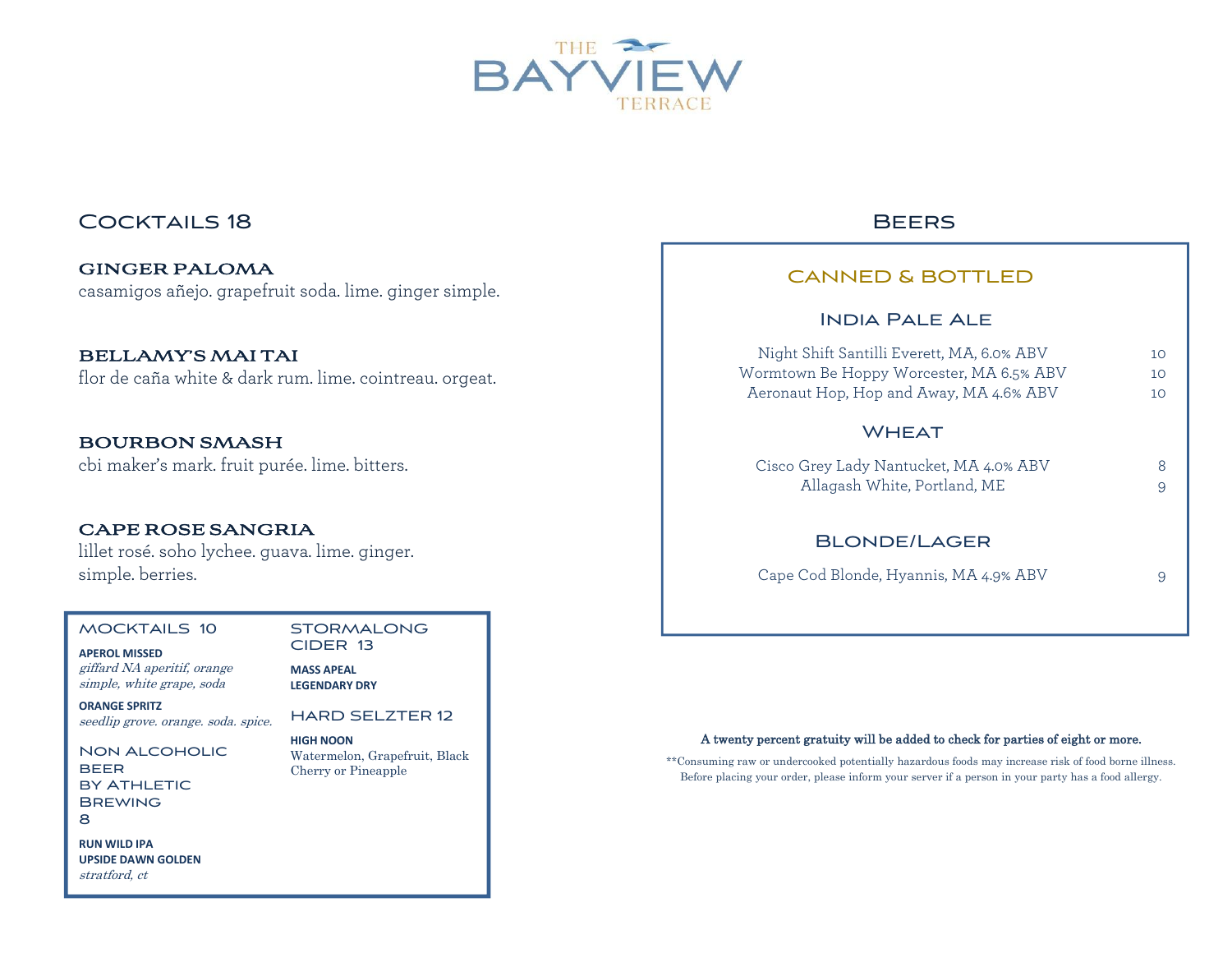# THE BAYVIEW TERRACE

## Cocktails 18

**GINGER PALOMA**
casamigos añejo. grapefruit soda. lime. ginger simple.

**BELLAMY'S MAI TAI**
flor de caña white & dark rum. lime. cointreau. orgeat.

**BOURBON SMASH**
cbi maker's mark. fruit purée. lime. bitters.

**CAPE ROSE SANGRIA**
lillet rosé. soho lychee. guava. lime. ginger. simple. berries.

### Mocktails 10

**APEROL MISSED**
*giffard NA aperitif, orange simple, white grape, soda*

**ORANGE SPRITZ**
*seedlip grove. orange. soda. spice.*

### Non Alcoholic Beer by Athletic Brewing 8

**RUN WILD IPA**
**UPSIDE DAWN GOLDEN**
*stratford, ct*

### Stormalong Cider 13

**MASS APEAL**
**LEGENDARY DRY**

### Hard Selzter 12

**HIGH NOON**
Watermelon, Grapefruit, Black Cherry or Pineapple

## Beers

### Canned & Bottled

#### India Pale Ale

| | |
|---|---|
| Night Shift Santilli Everett, MA, 6.0% ABV | 10 |
| Wormtown Be Hoppy Worcester, MA 6.5% ABV | 10 |
| Aeronaut Hop, Hop and Away, MA 4.6% ABV | 10 |

#### Wheat

| | |
|---|---|
| Cisco Grey Lady Nantucket, MA 4.0% ABV | 8 |
| Allagash White, Portland, ME | 9 |

#### Blonde/Lager

| | |
|---|---|
| Cape Cod Blonde, Hyannis, MA 4.9% ABV | 9 |

**A twenty percent gratuity will be added to check for parties of eight or more.**

**Consuming raw or undercooked potentially hazardous foods may increase risk of food borne illness. Before placing your order, please inform your server if a person in your party has a food allergy.